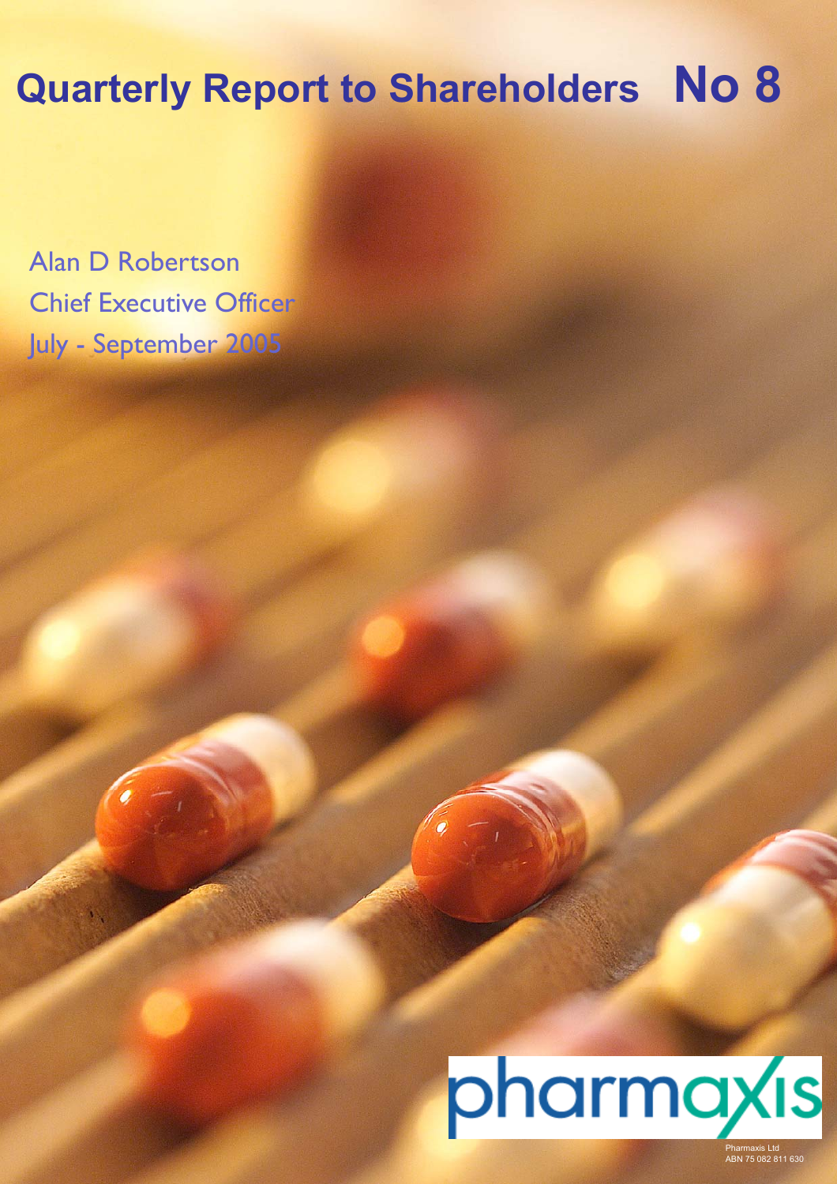# Quarterly Report to Shareholders No 8

Alan D Robertson
Chief Executive Officer
July - September 2005

pharmaxis

Pharmaxis Ltd
ABN 75 082 811 630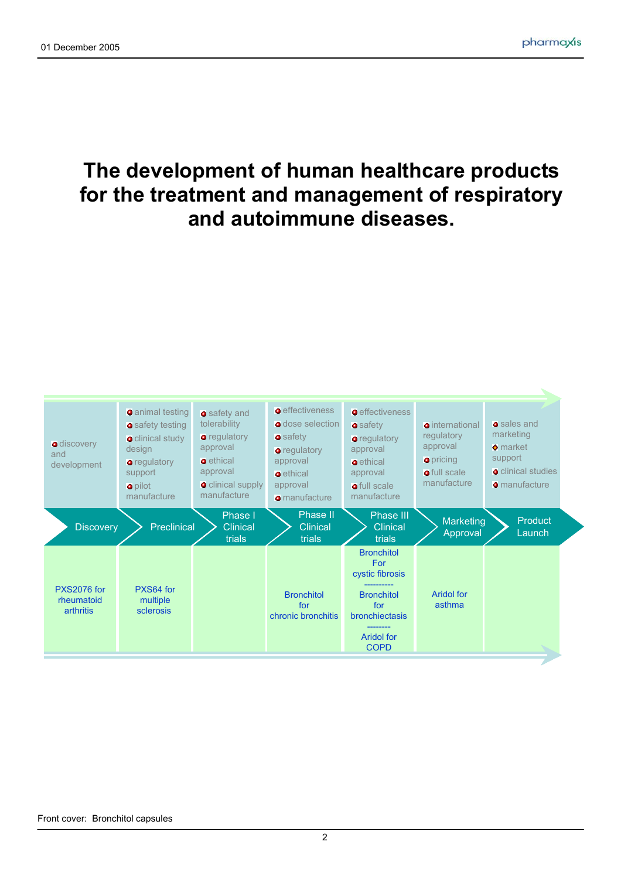# The development of human healthcare products for the treatment and management of respiratory and autoimmune diseases.

| Discovery | Preclinical | Phase I Clinical trials | Phase II Clinical trials | Phase III Clinical trials | Marketing Approval | Product Launch |
|---|---|---|---|---|---|---|
| discovery and development | animal testing; safety testing; clinical study design; regulatory support; pilot manufacture | safety and tolerability; regulatory approval; ethical approval; clinical supply manufacture | effectiveness; dose selection; safety; regulatory approval; ethical approval; manufacture | effectiveness; safety; regulatory approval; ethical approval; full scale manufacture | international regulatory approval; pricing; full scale manufacture | sales and marketing; market support; clinical studies; manufacture |
| PXS2076 for rheumatoid arthritis | PXS64 for multiple sclerosis | | Bronchitol for chronic bronchitis | Bronchitol For cystic fibrosis; Bronchitol for bronchiectasis; Aridol for COPD | Aridol for asthma | |

Front cover: Bronchitol capsules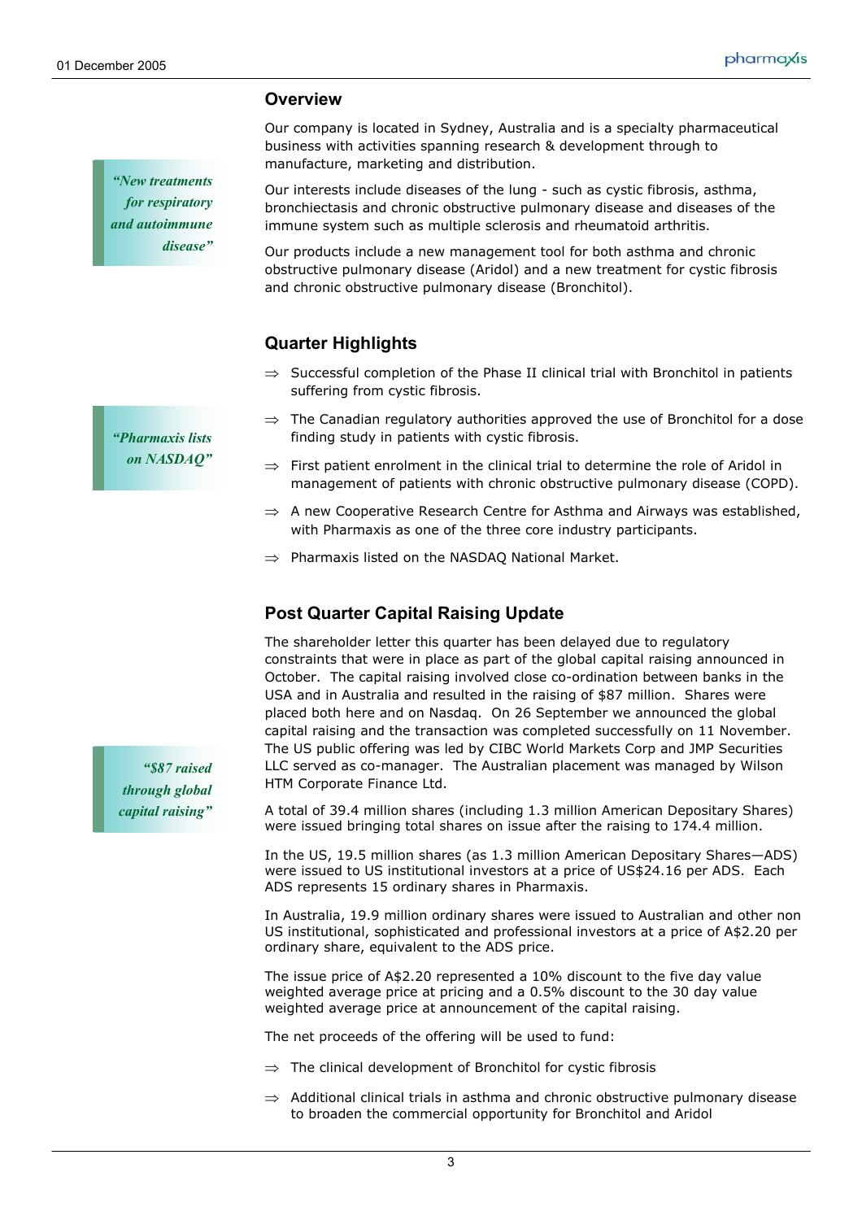## Overview

> *"New treatments for respiratory and autoimmune disease"*

Our company is located in Sydney, Australia and is a specialty pharmaceutical business with activities spanning research & development through to manufacture, marketing and distribution.

Our interests include diseases of the lung - such as cystic fibrosis, asthma, bronchiectasis and chronic obstructive pulmonary disease and diseases of the immune system such as multiple sclerosis and rheumatoid arthritis.

Our products include a new management tool for both asthma and chronic obstructive pulmonary disease (Aridol) and a new treatment for cystic fibrosis and chronic obstructive pulmonary disease (Bronchitol).

## Quarter Highlights

> *"Pharmaxis lists on NASDAQ"*

- ⇒ Successful completion of the Phase II clinical trial with Bronchitol in patients suffering from cystic fibrosis.
- ⇒ The Canadian regulatory authorities approved the use of Bronchitol for a dose finding study in patients with cystic fibrosis.
- ⇒ First patient enrolment in the clinical trial to determine the role of Aridol in management of patients with chronic obstructive pulmonary disease (COPD).
- ⇒ A new Cooperative Research Centre for Asthma and Airways was established, with Pharmaxis as one of the three core industry participants.
- ⇒ Pharmaxis listed on the NASDAQ National Market.

## Post Quarter Capital Raising Update

> *"$87 raised through global capital raising"*

The shareholder letter this quarter has been delayed due to regulatory constraints that were in place as part of the global capital raising announced in October. The capital raising involved close co-ordination between banks in the USA and in Australia and resulted in the raising of $87 million. Shares were placed both here and on Nasdaq. On 26 September we announced the global capital raising and the transaction was completed successfully on 11 November. The US public offering was led by CIBC World Markets Corp and JMP Securities LLC served as co-manager. The Australian placement was managed by Wilson HTM Corporate Finance Ltd.

A total of 39.4 million shares (including 1.3 million American Depositary Shares) were issued bringing total shares on issue after the raising to 174.4 million.

In the US, 19.5 million shares (as 1.3 million American Depositary Shares—ADS) were issued to US institutional investors at a price of US$24.16 per ADS. Each ADS represents 15 ordinary shares in Pharmaxis.

In Australia, 19.9 million ordinary shares were issued to Australian and other non US institutional, sophisticated and professional investors at a price of A$2.20 per ordinary share, equivalent to the ADS price.

The issue price of A$2.20 represented a 10% discount to the five day value weighted average price at pricing and a 0.5% discount to the 30 day value weighted average price at announcement of the capital raising.

The net proceeds of the offering will be used to fund:

- ⇒ The clinical development of Bronchitol for cystic fibrosis
- ⇒ Additional clinical trials in asthma and chronic obstructive pulmonary disease to broaden the commercial opportunity for Bronchitol and Aridol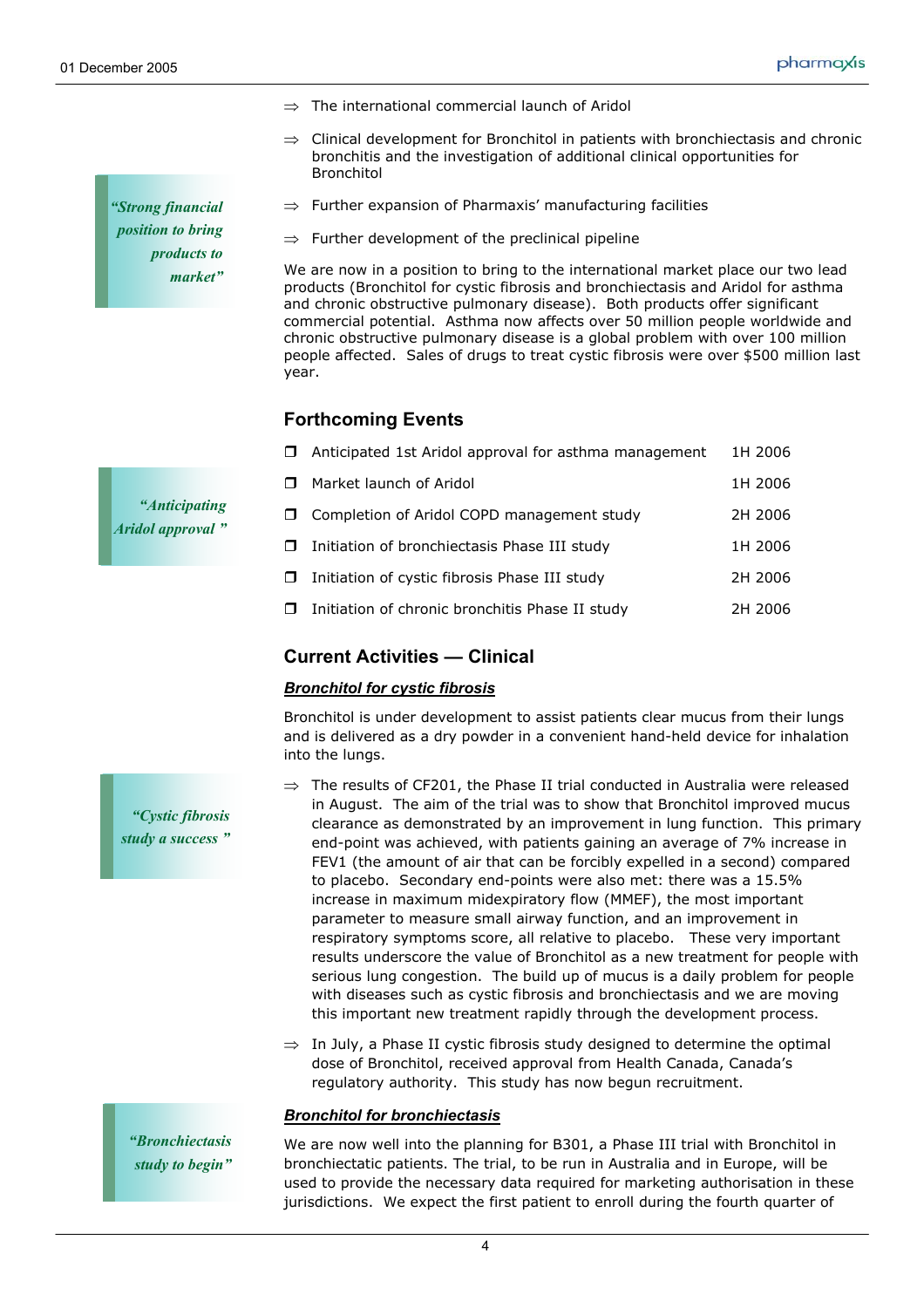⇒ The international commercial launch of Aridol

⇒ Clinical development for Bronchitol in patients with bronchiectasis and chronic bronchitis and the investigation of additional clinical opportunities for Bronchitol

⇒ Further expansion of Pharmaxis' manufacturing facilities

⇒ Further development of the preclinical pipeline

*"Strong financial position to bring products to market"*

We are now in a position to bring to the international market place our two lead products (Bronchitol for cystic fibrosis and bronchiectasis and Aridol for asthma and chronic obstructive pulmonary disease). Both products offer significant commercial potential. Asthma now affects over 50 million people worldwide and chronic obstructive pulmonary disease is a global problem with over 100 million people affected. Sales of drugs to treat cystic fibrosis were over $500 million last year.

## Forthcoming Events

*"Anticipating Aridol approval"*

| | |
|---|---|
| ❒ Anticipated 1st Aridol approval for asthma management | 1H 2006 |
| ❒ Market launch of Aridol | 1H 2006 |
| ❒ Completion of Aridol COPD management study | 2H 2006 |
| ❒ Initiation of bronchiectasis Phase III study | 1H 2006 |
| ❒ Initiation of cystic fibrosis Phase III study | 2H 2006 |
| ❒ Initiation of chronic bronchitis Phase II study | 2H 2006 |

## Current Activities — Clinical

### ***Bronchitol for cystic fibrosis***

Bronchitol is under development to assist patients clear mucus from their lungs and is delivered as a dry powder in a convenient hand-held device for inhalation into the lungs.

*"Cystic fibrosis study a success"*

⇒ The results of CF201, the Phase II trial conducted in Australia were released in August. The aim of the trial was to show that Bronchitol improved mucus clearance as demonstrated by an improvement in lung function. This primary end-point was achieved, with patients gaining an average of 7% increase in FEV1 (the amount of air that can be forcibly expelled in a second) compared to placebo. Secondary end-points were also met: there was a 15.5% increase in maximum midexpiratory flow (MMEF), the most important parameter to measure small airway function, and an improvement in respiratory symptoms score, all relative to placebo. These very important results underscore the value of Bronchitol as a new treatment for people with serious lung congestion. The build up of mucus is a daily problem for people with diseases such as cystic fibrosis and bronchiectasis and we are moving this important new treatment rapidly through the development process.

⇒ In July, a Phase II cystic fibrosis study designed to determine the optimal dose of Bronchitol, received approval from Health Canada, Canada's regulatory authority. This study has now begun recruitment.

### ***Bronchitol for bronchiectasis***

*"Bronchiectasis study to begin"*

We are now well into the planning for B301, a Phase III trial with Bronchitol in bronchiectatic patients. The trial, to be run in Australia and in Europe, will be used to provide the necessary data required for marketing authorisation in these jurisdictions. We expect the first patient to enroll during the fourth quarter of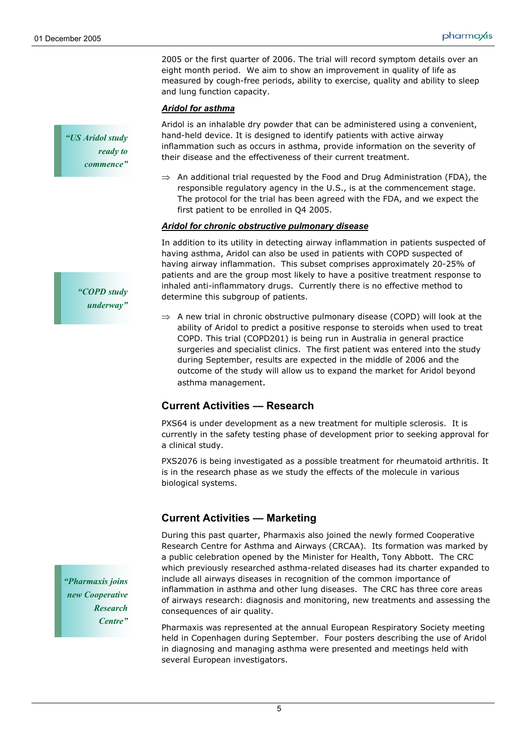2005 or the first quarter of 2006. The trial will record symptom details over an eight month period. We aim to show an improvement in quality of life as measured by cough-free periods, ability to exercise, quality and ability to sleep and lung function capacity.

***Aridol for asthma***

> *"US Aridol study ready to commence"*

Aridol is an inhalable dry powder that can be administered using a convenient, hand-held device. It is designed to identify patients with active airway inflammation such as occurs in asthma, provide information on the severity of their disease and the effectiveness of their current treatment.

⇒ An additional trial requested by the Food and Drug Administration (FDA), the responsible regulatory agency in the U.S., is at the commencement stage. The protocol for the trial has been agreed with the FDA, and we expect the first patient to be enrolled in Q4 2005.

***Aridol for chronic obstructive pulmonary disease***

> *"COPD study underway"*

In addition to its utility in detecting airway inflammation in patients suspected of having asthma, Aridol can also be used in patients with COPD suspected of having airway inflammation. This subset comprises approximately 20-25% of patients and are the group most likely to have a positive treatment response to inhaled anti-inflammatory drugs. Currently there is no effective method to determine this subgroup of patients.

⇒ A new trial in chronic obstructive pulmonary disease (COPD) will look at the ability of Aridol to predict a positive response to steroids when used to treat COPD. This trial (COPD201) is being run in Australia in general practice surgeries and specialist clinics. The first patient was entered into the study during September, results are expected in the middle of 2006 and the outcome of the study will allow us to expand the market for Aridol beyond asthma management.

## Current Activities — Research

PXS64 is under development as a new treatment for multiple sclerosis. It is currently in the safety testing phase of development prior to seeking approval for a clinical study.

PXS2076 is being investigated as a possible treatment for rheumatoid arthritis. It is in the research phase as we study the effects of the molecule in various biological systems.

## Current Activities — Marketing

> *"Pharmaxis joins new Cooperative Research Centre"*

During this past quarter, Pharmaxis also joined the newly formed Cooperative Research Centre for Asthma and Airways (CRCAA). Its formation was marked by a public celebration opened by the Minister for Health, Tony Abbott. The CRC which previously researched asthma-related diseases had its charter expanded to include all airways diseases in recognition of the common importance of inflammation in asthma and other lung diseases. The CRC has three core areas of airways research: diagnosis and monitoring, new treatments and assessing the consequences of air quality.

Pharmaxis was represented at the annual European Respiratory Society meeting held in Copenhagen during September. Four posters describing the use of Aridol in diagnosing and managing asthma were presented and meetings held with several European investigators.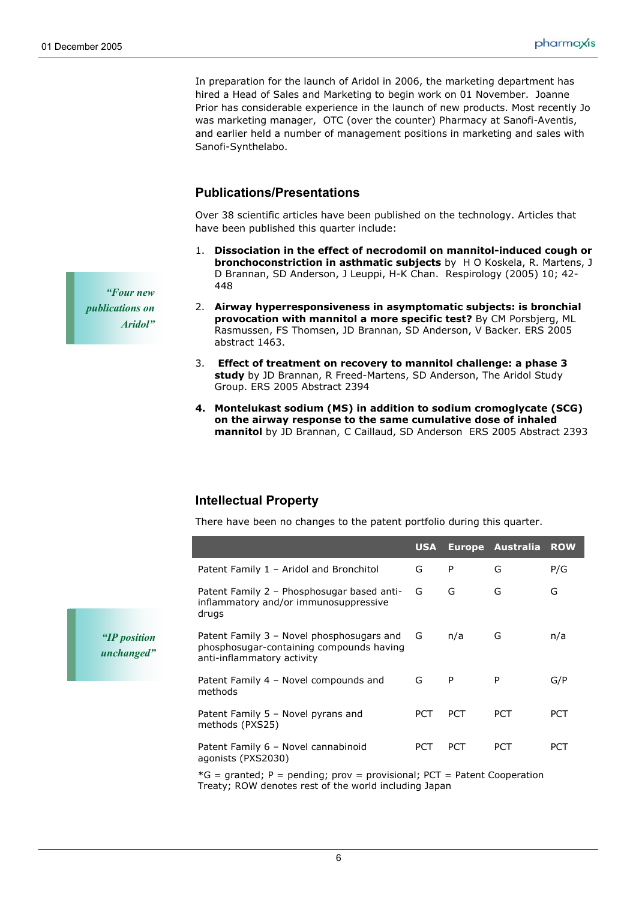In preparation for the launch of Aridol in 2006, the marketing department has hired a Head of Sales and Marketing to begin work on 01 November. Joanne Prior has considerable experience in the launch of new products. Most recently Jo was marketing manager, OTC (over the counter) Pharmacy at Sanofi-Aventis, and earlier held a number of management positions in marketing and sales with Sanofi-Synthelabo.

## Publications/Presentations

Over 38 scientific articles have been published on the technology. Articles that have been published this quarter include:

*"Four new publications on Aridol"*

1. **Dissociation in the effect of necrodomil on mannitol-induced cough or bronchoconstriction in asthmatic subjects** by H O Koskela, R. Martens, J D Brannan, SD Anderson, J Leuppi, H-K Chan. Respirology (2005) 10; 42-448
2. **Airway hyperresponsiveness in asymptomatic subjects: is bronchial provocation with mannitol a more specific test?** By CM Porsbjerg, ML Rasmussen, FS Thomsen, JD Brannan, SD Anderson, V Backer. ERS 2005 abstract 1463.
3. **Effect of treatment on recovery to mannitol challenge: a phase 3 study** by JD Brannan, R Freed-Martens, SD Anderson, The Aridol Study Group. ERS 2005 Abstract 2394
4. **Montelukast sodium (MS) in addition to sodium cromoglycate (SCG) on the airway response to the same cumulative dose of inhaled mannitol** by JD Brannan, C Caillaud, SD Anderson ERS 2005 Abstract 2393

## Intellectual Property

There have been no changes to the patent portfolio during this quarter.

*"IP position unchanged"*

| | USA | Europe | Australia | ROW |
|---|---|---|---|---|
| Patent Family 1 – Aridol and Bronchitol | G | P | G | P/G |
| Patent Family 2 – Phosphosugar based anti-inflammatory and/or immunosuppressive drugs | G | G | G | G |
| Patent Family 3 – Novel phosphosugars and phosphosugar-containing compounds having anti-inflammatory activity | G | n/a | G | n/a |
| Patent Family 4 – Novel compounds and methods | G | P | P | G/P |
| Patent Family 5 – Novel pyrans and methods (PXS25) | PCT | PCT | PCT | PCT |
| Patent Family 6 – Novel cannabinoid agonists (PXS2030) | PCT | PCT | PCT | PCT |

*G = granted; P = pending; prov = provisional; PCT = Patent Cooperation Treaty; ROW denotes rest of the world including Japan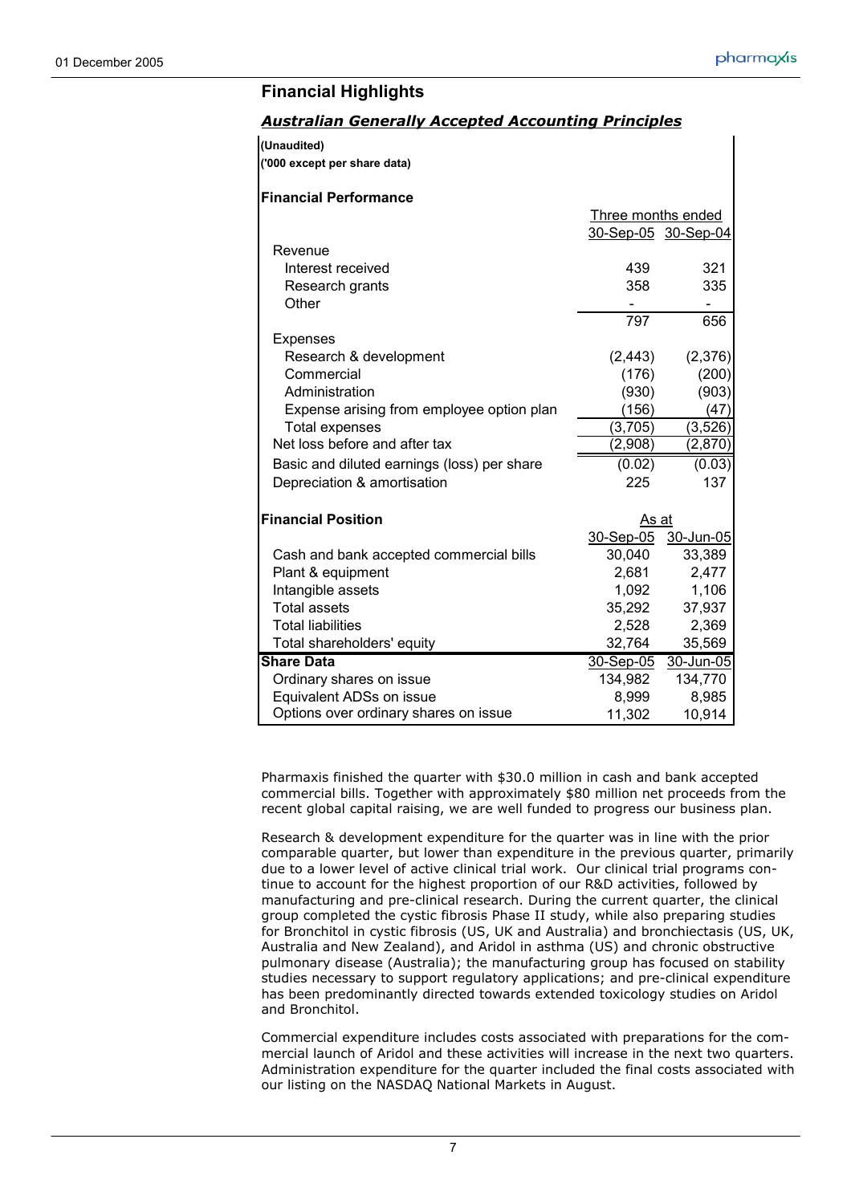## Financial Highlights

### ***Australian Generally Accepted Accounting Principles***

**(Unaudited)**
**('000 except per share data)**

| **Financial Performance** | Three months ended | |
|---|---|---|
| | 30-Sep-05 | 30-Sep-04 |
| Revenue | | |
| Interest received | 439 | 321 |
| Research grants | 358 | 335 |
| Other | - | - |
| | 797 | 656 |
| Expenses | | |
| Research & development | (2,443) | (2,376) |
| Commercial | (176) | (200) |
| Administration | (930) | (903) |
| Expense arising from employee option plan | (156) | (47) |
| Total expenses | (3,705) | (3,526) |
| Net loss before and after tax | (2,908) | (2,870) |
| Basic and diluted earnings (loss) per share | (0.02) | (0.03) |
| Depreciation & amortisation | 225 | 137 |

| **Financial Position** | As at | |
|---|---|---|
| | 30-Sep-05 | 30-Jun-05 |
| Cash and bank accepted commercial bills | 30,040 | 33,389 |
| Plant & equipment | 2,681 | 2,477 |
| Intangible assets | 1,092 | 1,106 |
| Total assets | 35,292 | 37,937 |
| Total liabilities | 2,528 | 2,369 |
| Total shareholders' equity | 32,764 | 35,569 |

| **Share Data** | 30-Sep-05 | 30-Jun-05 |
|---|---|---|
| Ordinary shares on issue | 134,982 | 134,770 |
| Equivalent ADSs on issue | 8,999 | 8,985 |
| Options over ordinary shares on issue | 11,302 | 10,914 |

Pharmaxis finished the quarter with $30.0 million in cash and bank accepted commercial bills. Together with approximately $80 million net proceeds from the recent global capital raising, we are well funded to progress our business plan.

Research & development expenditure for the quarter was in line with the prior comparable quarter, but lower than expenditure in the previous quarter, primarily due to a lower level of active clinical trial work. Our clinical trial programs continue to account for the highest proportion of our R&D activities, followed by manufacturing and pre-clinical research. During the current quarter, the clinical group completed the cystic fibrosis Phase II study, while also preparing studies for Bronchitol in cystic fibrosis (US, UK and Australia) and bronchiectasis (US, UK, Australia and New Zealand), and Aridol in asthma (US) and chronic obstructive pulmonary disease (Australia); the manufacturing group has focused on stability studies necessary to support regulatory applications; and pre-clinical expenditure has been predominantly directed towards extended toxicology studies on Aridol and Bronchitol.

Commercial expenditure includes costs associated with preparations for the commercial launch of Aridol and these activities will increase in the next two quarters. Administration expenditure for the quarter included the final costs associated with our listing on the NASDAQ National Markets in August.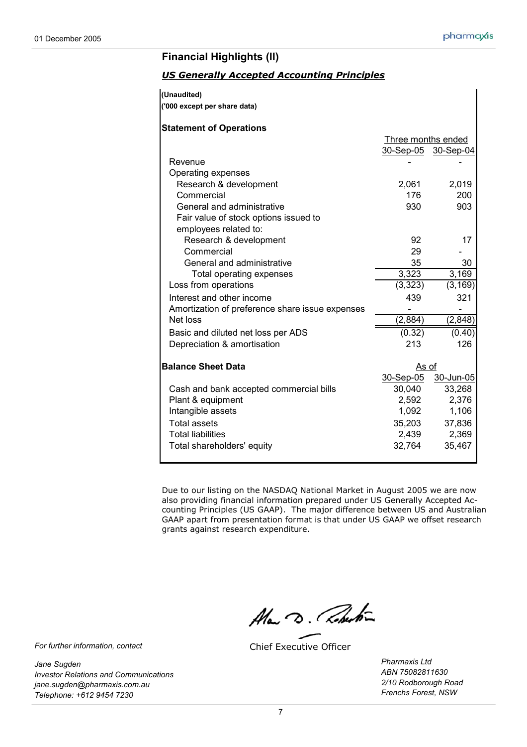## Financial Highlights (II)

### ***US Generally Accepted Accounting Principles***

**(Unaudited)**
**('000 except per share data)**

**Statement of Operations**

| | Three months ended | |
|---|---|---|
| | 30-Sep-05 | 30-Sep-04 |
| Revenue | - | - |
| Operating expenses | | |
| Research & development | 2,061 | 2,019 |
| Commercial | 176 | 200 |
| General and administrative | 930 | 903 |
| Fair value of stock options issued to employees related to: | | |
| Research & development | 92 | 17 |
| Commercial | 29 | - |
| General and administrative | 35 | 30 |
| Total operating expenses | 3,323 | 3,169 |
| Loss from operations | (3,323) | (3,169) |
| Interest and other income | 439 | 321 |
| Amortization of preference share issue expenses | - | - |
| Net loss | (2,884) | (2,848) |
| Basic and diluted net loss per ADS | (0.32) | (0.40) |
| Depreciation & amortisation | 213 | 126 |

**Balance Sheet Data**

| | As of | |
|---|---|---|
| | 30-Sep-05 | 30-Jun-05 |
| Cash and bank accepted commercial bills | 30,040 | 33,268 |
| Plant & equipment | 2,592 | 2,376 |
| Intangible assets | 1,092 | 1,106 |
| Total assets | 35,203 | 37,836 |
| Total liabilities | 2,439 | 2,369 |
| Total shareholders' equity | 32,764 | 35,467 |

Due to our listing on the NASDAQ National Market in August 2005 we are now also providing financial information prepared under US Generally Accepted Accounting Principles (US GAAP). The major difference between US and Australian GAAP apart from presentation format is that under US GAAP we offset research grants against research expenditure.

Chief Executive Officer

*For further information, contact*

*Jane Sugden*
*Investor Relations and Communications*
*jane.sugden@pharmaxis.com.au*
*Telephone: +612 9454 7230*

*Pharmaxis Ltd*
*ABN 75082811630*
*2/10 Rodborough Road*
*Frenchs Forest, NSW*